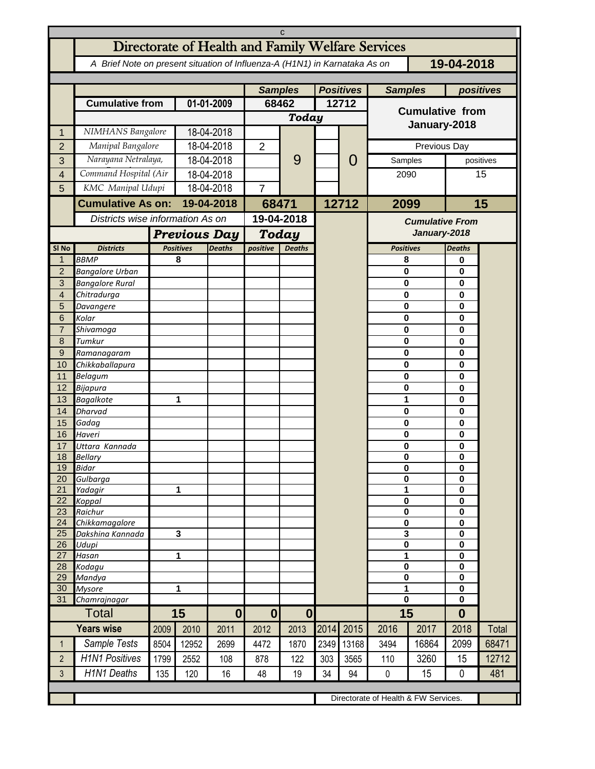# Directorate of Health and Family Welfare Services

*A Brief Note on present situation of Influenza-A (H1N1) in Karnataka As on* **19-04-2018**

| | | | Samples | | Positives | | Samples | positives |
|---|---|---|---|---|---|---|---|---|
| | **Cumulative from** | **01-01-2009** | **68462** | | **12712** | | **Cumulative from January-2018** | |
| | | | ***Today*** | | | | | |
| 1 | *NIMHANS Bangalore* | 18-04-2018 | | 9 | | 0 | | |
| 2 | *Manipal Bangalore* | 18-04-2018 | 2 | | | | Previous Day | |
| 3 | *Narayana Netralaya,* | 18-04-2018 | | | | | Samples | positives |
| 4 | *Command Hospital (Air* | 18-04-2018 | | | | | 2090 | 15 |
| 5 | *KMC Manipal Udupi* | 18-04-2018 | 7 | | | | | |
| | **Cumulative As on:** | **19-04-2018** | **68471** | | **12712** | | **2099** | **15** |

| Sl No | Districts | Previous Day Positives | Previous Day Deaths | Today positive | Today Deaths | Cumulative From January-2018 Positives | Cumulative From January-2018 Deaths |
|---|---|---|---|---|---|---|---|
| 1 | *BBMP* | 8 | | | | 8 | 0 |
| 2 | *Bangalore Urban* | | | | | 0 | 0 |
| 3 | *Bangalore Rural* | | | | | 0 | 0 |
| 4 | *Chitradurga* | | | | | 0 | 0 |
| 5 | *Davangere* | | | | | 0 | 0 |
| 6 | *Kolar* | | | | | 0 | 0 |
| 7 | *Shivamoga* | | | | | 0 | 0 |
| 8 | *Tumkur* | | | | | 0 | 0 |
| 9 | *Ramanagaram* | | | | | 0 | 0 |
| 10 | *Chikkaballapura* | | | | | 0 | 0 |
| 11 | *Belagum* | | | | | 0 | 0 |
| 12 | *Bijapura* | | | | | 0 | 0 |
| 13 | *Bagalkote* | 1 | | | | 1 | 0 |
| 14 | *Dharvad* | | | | | 0 | 0 |
| 15 | *Gadag* | | | | | 0 | 0 |
| 16 | *Haveri* | | | | | 0 | 0 |
| 17 | *Uttara Kannada* | | | | | 0 | 0 |
| 18 | *Bellary* | | | | | 0 | 0 |
| 19 | *Bidar* | | | | | 0 | 0 |
| 20 | *Gulbarga* | | | | | 0 | 0 |
| 21 | *Yadagir* | 1 | | | | 1 | 0 |
| 22 | *Koppal* | | | | | 0 | 0 |
| 23 | *Raichur* | | | | | 0 | 0 |
| 24 | *Chikkamagalore* | | | | | 0 | 0 |
| 25 | *Dakshina Kannada* | 3 | | | | 3 | 0 |
| 26 | *Udupi* | | | | | 0 | 0 |
| 27 | *Hasan* | 1 | | | | 1 | 0 |
| 28 | *Kodagu* | | | | | 0 | 0 |
| 29 | *Mandya* | | | | | 0 | 0 |
| 30 | *Mysore* | 1 | | | | 1 | 0 |
| 31 | *Chamrajnagar* | | | | | 0 | 0 |
| | **Total** | **15** | **0** | **0** | **0** | **15** | **0** |

| Years wise | 2009 | 2010 | 2011 | 2012 | 2013 | 2014 | 2015 | 2016 | 2017 | 2018 | Total |
|---|---|---|---|---|---|---|---|---|---|---|---|
| 1 *Sample Tests* | 8504 | 12952 | 2699 | 4472 | 1870 | 2349 | 13168 | 3494 | 16864 | 2099 | 68471 |
| 2 *H1N1 Positives* | 1799 | 2552 | 108 | 878 | 122 | 303 | 3565 | 110 | 3260 | 15 | 12712 |
| 3 *H1N1 Deaths* | 135 | 120 | 16 | 48 | 19 | 34 | 94 | 0 | 15 | 0 | 481 |

Directorate of Health & FW Services.